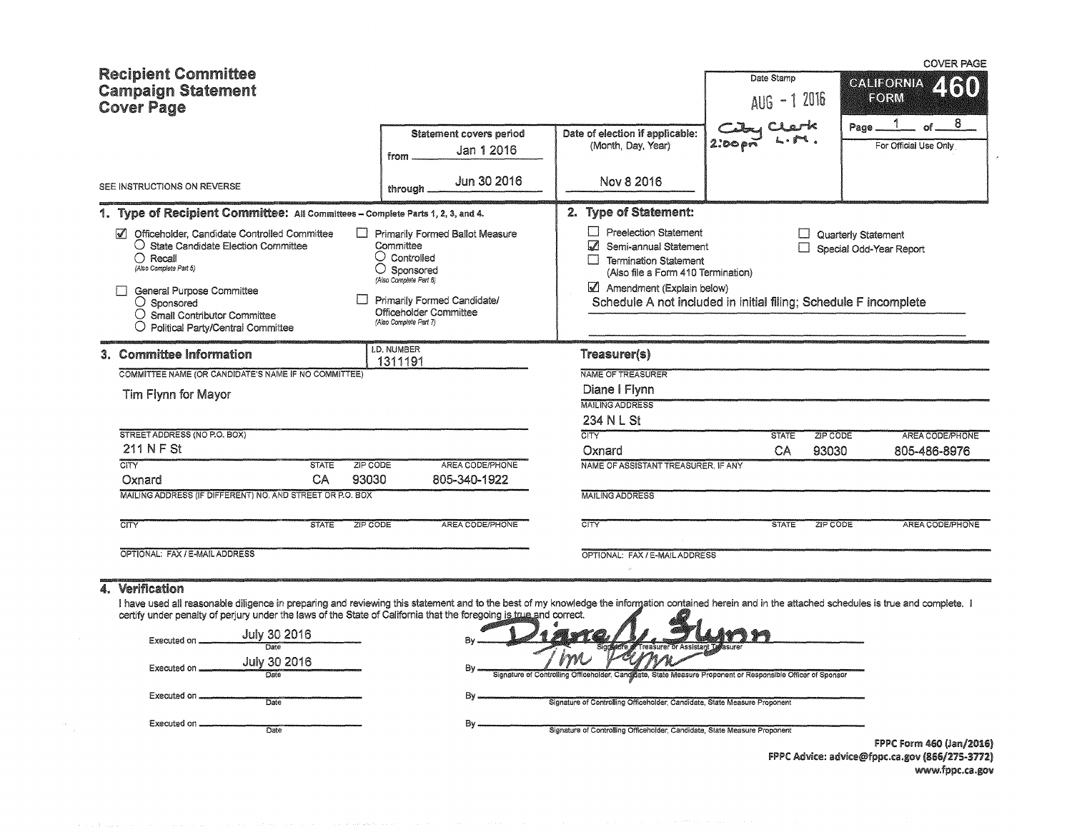COVER PAGE

# Recipient Committee Campaign Statement Cover Page

SEE INSTRUCTIONS ON REVERSE

| Statement covers period | Date of election if applicable: (Month, Day, Year) | Date Stamp | CALIFORNIA FORM 460 |
|---|---|---|---|
| from Jan 1 2016 | Nov 8 2016 | AUG - 1 2016 | Page 1 of 8 |
| through Jun 30 2016 | | City Clerk L.M. 2:00pm | For Official Use Only |

## 1. Type of Recipient Committee: All Committees – Complete Parts 1, 2, 3, and 4.

- ☑ Officeholder, Candidate Controlled Committee
  - ○ State Candidate Election Committee
  - ○ Recall (Also Complete Part 5)
- ☐ General Purpose Committee
  - ○ Sponsored
  - ○ Small Contributor Committee
  - ○ Political Party/Central Committee
- ☐ Primarily Formed Ballot Measure Committee
  - ○ Controlled
  - ○ Sponsored (Also Complete Part 6)
- ☐ Primarily Formed Candidate/Officeholder Committee (Also Complete Part 7)

## 2. Type of Statement:

- ☐ Preelection Statement
- ☑ Semi-annual Statement
- ☐ Termination Statement (Also file a Form 410 Termination)
- ☑ Amendment (Explain below)
- ☐ Quarterly Statement
- ☐ Special Odd-Year Report

Schedule A not included in initial filing; Schedule F incomplete

## 3. Committee Information

I.D. NUMBER: 1311191

COMMITTEE NAME (OR CANDIDATE'S NAME IF NO COMMITTEE): Tim Flynn for Mayor

| STREET ADDRESS (NO P.O. BOX) | | | |
|---|---|---|---|
| 211 N F St | | | |
| CITY | STATE | ZIP CODE | AREA CODE/PHONE |
| Oxnard | CA | 93030 | 805-340-1922 |

MAILING ADDRESS (IF DIFFERENT) NO. AND STREET OR P.O. BOX:

| CITY | STATE | ZIP CODE | AREA CODE/PHONE |
|---|---|---|---|
| | | | |

OPTIONAL: FAX / E-MAIL ADDRESS:

### Treasurer(s)

NAME OF TREASURER: Diane I Flynn

MAILING ADDRESS: 234 N L St

| CITY | STATE | ZIP CODE | AREA CODE/PHONE |
|---|---|---|---|
| Oxnard | CA | 93030 | 805-486-8976 |

NAME OF ASSISTANT TREASURER, IF ANY:

MAILING ADDRESS:

| CITY | STATE | ZIP CODE | AREA CODE/PHONE |
|---|---|---|---|
| | | | |

OPTIONAL: FAX / E-MAIL ADDRESS:

## 4. Verification

I have used all reasonable diligence in preparing and reviewing this statement and to the best of my knowledge the information contained herein and in the attached schedules is true and complete. I certify under penalty of perjury under the laws of the State of California that the foregoing is true and correct.

| Executed on (Date) | By |
|---|---|
| July 30 2016 | Diane I. Flynn — Signature of Treasurer or Assistant Treasurer |
| July 30 2016 | Tim Flynn — Signature of Controlling Officeholder, Candidate, State Measure Proponent or Responsible Officer of Sponsor |
| | Signature of Controlling Officeholder, Candidate, State Measure Proponent |
| | Signature of Controlling Officeholder, Candidate, State Measure Proponent |

FPPC Form 460 (Jan/2016)
FPPC Advice: advice@fppc.ca.gov (866/275-3772)
www.fppc.ca.gov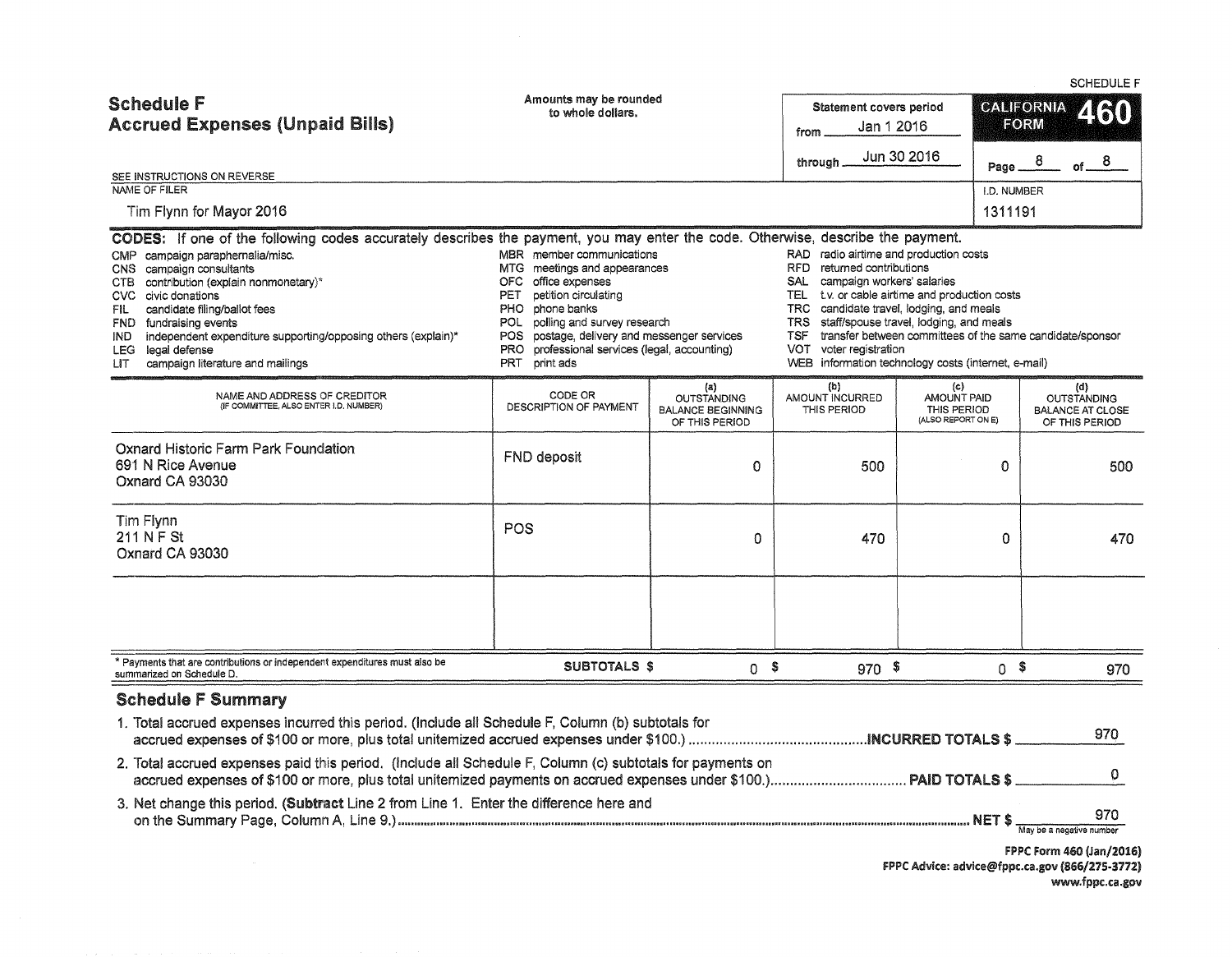SCHEDULE F

# Schedule F
## Accrued Expenses (Unpaid Bills)

Amounts may be rounded to whole dollars.

Statement covers period from Jan 1 2016 through Jun 30 2016

CALIFORNIA FORM 460

SEE INSTRUCTIONS ON REVERSE

NAME OF FILER: Tim Flynn for Mayor 2016

I.D. NUMBER: 1311191

**CODES:** If one of the following codes accurately describes the payment, you may enter the code. Otherwise, describe the payment.

- CMP campaign paraphernalia/misc.
- CNS campaign consultants
- CTB contribution (explain nonmonetary)*
- CVC civic donations
- FIL candidate filing/ballot fees
- FND fundraising events
- IND independent expenditure supporting/opposing others (explain)*
- LEG legal defense
- LIT campaign literature and mailings
- MBR member communications
- MTG meetings and appearances
- OFC office expenses
- PET petition circulating
- PHO phone banks
- POL polling and survey research
- POS postage, delivery and messenger services
- PRO professional services (legal, accounting)
- PRT print ads
- RAD radio airtime and production costs
- RFD returned contributions
- SAL campaign workers' salaries
- TEL t.v. or cable airtime and production costs
- TRC candidate travel, lodging, and meals
- TRS staff/spouse travel, lodging, and meals
- TSF transfer between committees of the same candidate/sponsor
- VOT voter registration
- WEB information technology costs (internet, e-mail)

| NAME AND ADDRESS OF CREDITOR (IF COMMITTEE, ALSO ENTER I.D. NUMBER) | CODE OR DESCRIPTION OF PAYMENT | (a) OUTSTANDING BALANCE BEGINNING OF THIS PERIOD | (b) AMOUNT INCURRED THIS PERIOD | (c) AMOUNT PAID THIS PERIOD (ALSO REPORT ON E) | (d) OUTSTANDING BALANCE AT CLOSE OF THIS PERIOD |
|---|---|---|---|---|---|
| Oxnard Historic Farm Park Foundation<br>691 N Rice Avenue<br>Oxnard CA 93030 | FND deposit | 0 | 500 | 0 | 500 |
| Tim Flynn<br>211 N F St<br>Oxnard CA 93030 | POS | 0 | 470 | 0 | 470 |
| | | | | | |
| * Payments that are contributions or independent expenditures must also be summarized on Schedule D. | SUBTOTALS $ | 0 | $ 970 | $ 0 | $ 970 |

## Schedule F Summary

1. Total accrued expenses incurred this period. (Include all Schedule F, Column (b) subtotals for accrued expenses of $100 or more, plus total unitemized accrued expenses under $100.) **INCURRED TOTALS $** 970
2. Total accrued expenses paid this period. (Include all Schedule F, Column (c) subtotals for payments on accrued expenses of $100 or more, plus total unitemized payments on accrued expenses under $100.) **PAID TOTALS $** 0
3. Net change this period. (**Subtract** Line 2 from Line 1. Enter the difference here and on the Summary Page, Column A, Line 9.) **NET $** 970 (May be a negative number)

FPPC Form 460 (Jan/2016)
FPPC Advice: advice@fppc.ca.gov (866/275-3772)
www.fppc.ca.gov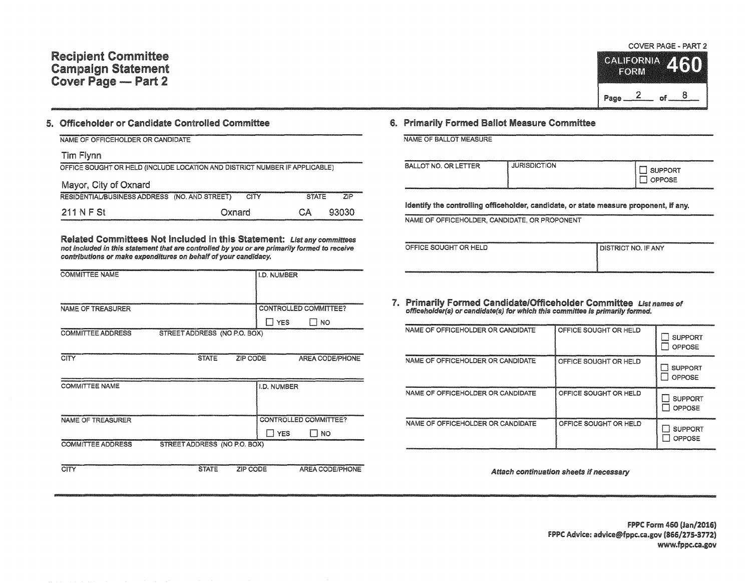# Recipient Committee Campaign Statement Cover Page — Part 2

COVER PAGE - PART 2

CALIFORNIA FORM **460**

Page 2 of 8

## 5. Officeholder or Candidate Controlled Committee

| NAME OF OFFICEHOLDER OR CANDIDATE | | | |
|---|---|---|---|
| Tim Flynn | | | |
| **OFFICE SOUGHT OR HELD (INCLUDE LOCATION AND DISTRICT NUMBER IF APPLICABLE)** | | | |
| Mayor, City of Oxnard | | | |
| **RESIDENTIAL/BUSINESS ADDRESS (NO. AND STREET)** | **CITY** | **STATE** | **ZIP** |
| 211 N F St | Oxnard | CA | 93030 |

### Related Committees Not Included in this Statement:

*List any committees not included in this statement that are controlled by you or are primarily formed to receive contributions or make expenditures on behalf of your candidacy.*

| COMMITTEE NAME | | | I.D. NUMBER |
|---|---|---|---|
| | | | |
| NAME OF TREASURER | | | CONTROLLED COMMITTEE? ☐ YES ☐ NO |
| COMMITTEE ADDRESS STREET ADDRESS (NO P.O. BOX) | | | |
| CITY | STATE | ZIP CODE | AREA CODE/PHONE |

| COMMITTEE NAME | | | I.D. NUMBER |
|---|---|---|---|
| | | | |
| NAME OF TREASURER | | | CONTROLLED COMMITTEE? ☐ YES ☐ NO |
| COMMITTEE ADDRESS STREET ADDRESS (NO P.O. BOX) | | | |
| CITY | STATE | ZIP CODE | AREA CODE/PHONE |

## 6. Primarily Formed Ballot Measure Committee

| NAME OF BALLOT MEASURE | | |
|---|---|---|
| | | |
| BALLOT NO. OR LETTER | JURISDICTION | ☐ SUPPORT ☐ OPPOSE |

**Identify the controlling officeholder, candidate, or state measure proponent, if any.**

| NAME OF OFFICEHOLDER, CANDIDATE, OR PROPONENT | |
|---|---|
| | |
| OFFICE SOUGHT OR HELD | DISTRICT NO. IF ANY |

## 7. Primarily Formed Candidate/Officeholder Committee

*List names of officeholder(s) or candidate(s) for which this committee is primarily formed.*

| NAME OF OFFICEHOLDER OR CANDIDATE | OFFICE SOUGHT OR HELD | |
|---|---|---|
| | | ☐ SUPPORT ☐ OPPOSE |
| | | ☐ SUPPORT ☐ OPPOSE |
| | | ☐ SUPPORT ☐ OPPOSE |
| | | ☐ SUPPORT ☐ OPPOSE |

*Attach continuation sheets if necessary*

**FPPC Form 460 (Jan/2016)**
**FPPC Advice: advice@fppc.ca.gov (866/275-3772)**
**www.fppc.ca.gov**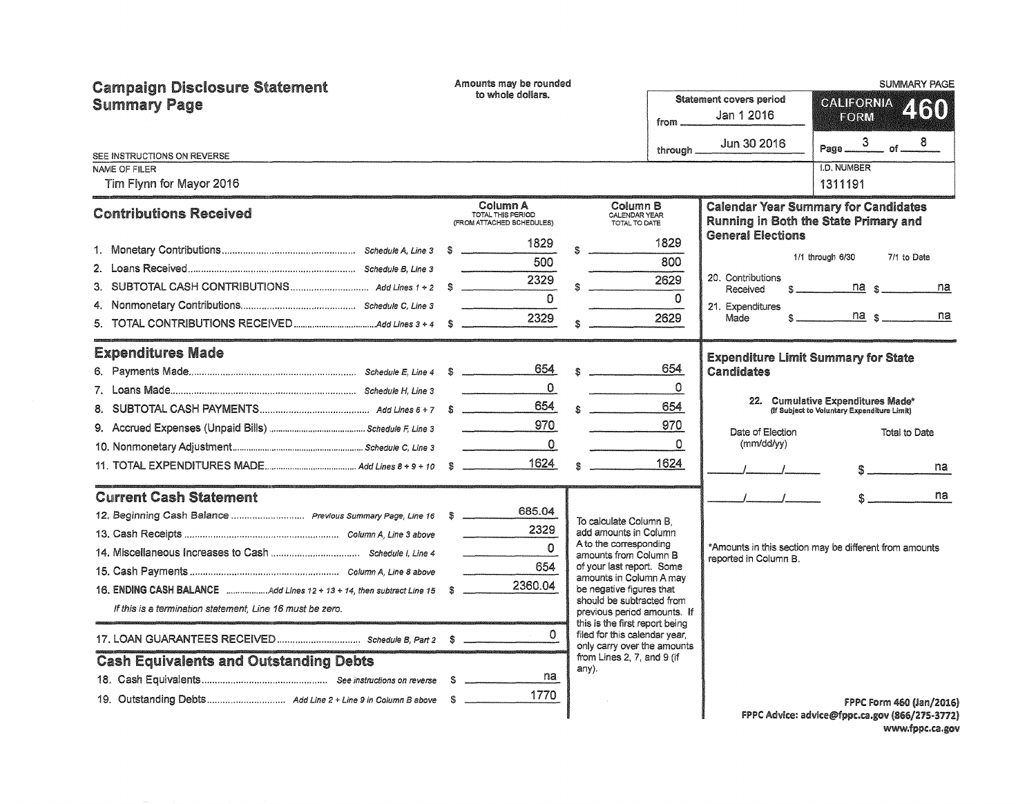# Campaign Disclosure Statement Summary Page

Amounts may be rounded to whole dollars.

SEE INSTRUCTIONS ON REVERSE

| Statement covers period | |
|---|---|
| from | Jan 1 2016 |
| through | Jun 30 2016 |

SUMMARY PAGE

**CALIFORNIA FORM 460**

Page 3 of 8

| NAME OF FILER | I.D. NUMBER |
|---|---|
| Tim Flynn for Mayor 2016 | 1311191 |

## Contributions Received

| | | Column A TOTAL THIS PERIOD (FROM ATTACHED SCHEDULES) | Column B CALENDAR YEAR TOTAL TO DATE |
|---|---|---|---|
| 1. Monetary Contributions | *Schedule A, Line 3* | $ 1829 | $ 1829 |
| 2. Loans Received | *Schedule B, Line 3* | 500 | 800 |
| 3. SUBTOTAL CASH CONTRIBUTIONS | *Add Lines 1 + 2* | $ 2329 | $ 2629 |
| 4. Nonmonetary Contributions | *Schedule C, Line 3* | 0 | 0 |
| 5. TOTAL CONTRIBUTIONS RECEIVED | *Add Lines 3 + 4* | $ 2329 | $ 2629 |

## Expenditures Made

| | | Column A | Column B |
|---|---|---|---|
| 6. Payments Made | *Schedule E, Line 4* | $ 654 | $ 654 |
| 7. Loans Made | *Schedule H, Line 3* | 0 | 0 |
| 8. SUBTOTAL CASH PAYMENTS | *Add Lines 6 + 7* | $ 654 | $ 654 |
| 9. Accrued Expenses (Unpaid Bills) | *Schedule F, Line 3* | 970 | 970 |
| 10. Nonmonetary Adjustment | *Schedule C, Line 3* | 0 | 0 |
| 11. TOTAL EXPENDITURES MADE | *Add Lines 8 + 9 + 10* | $ 1624 | $ 1624 |

## Current Cash Statement

| | | |
|---|---|---|
| 12. Beginning Cash Balance | *Previous Summary Page, Line 16* | $ 685.04 |
| 13. Cash Receipts | *Column A, Line 3 above* | 2329 |
| 14. Miscellaneous Increases to Cash | *Schedule I, Line 4* | 0 |
| 15. Cash Payments | *Column A, Line 8 above* | 654 |
| 16. ENDING CASH BALANCE | *Add Lines 12 + 13 + 14, then subtract Line 15* | $ 2360.04 |

*If this is a termination statement, Line 16 must be zero.*

| | | |
|---|---|---|
| 17. LOAN GUARANTEES RECEIVED | *Schedule B, Part 2* | $ 0 |

To calculate Column B, add amounts in Column A to the corresponding amounts from Column B of your last report. Some amounts in Column A may be negative figures that should be subtracted from previous period amounts. If this is the first report being filed for this calendar year, only carry over the amounts from Lines 2, 7, and 9 (if any).

## Cash Equivalents and Outstanding Debts

| | | |
|---|---|---|
| 18. Cash Equivalents | *See instructions on reverse* | $ na |
| 19. Outstanding Debts | *Add Line 2 + Line 9 in Column B above* | $ 1770 |

## Calendar Year Summary for Candidates Running in Both the State Primary and General Elections

| | 1/1 through 6/30 | 7/1 to Date |
|---|---|---|
| 20. Contributions Received | $ na | $ na |
| 21. Expenditures Made | $ na | $ na |

## Expenditure Limit Summary for State Candidates

22. Cumulative Expenditures Made* (If Subject to Voluntary Expenditure Limit)

| Date of Election (mm/dd/yy) | Total to Date |
|---|---|
| ___/___/___ | $ na |
| ___/___/___ | $ na |

*Amounts in this section may be different from amounts reported in Column B.

FPPC Form 460 (Jan/2016)
FPPC Advice: advice@fppc.ca.gov (866/275-3772)
www.fppc.ca.gov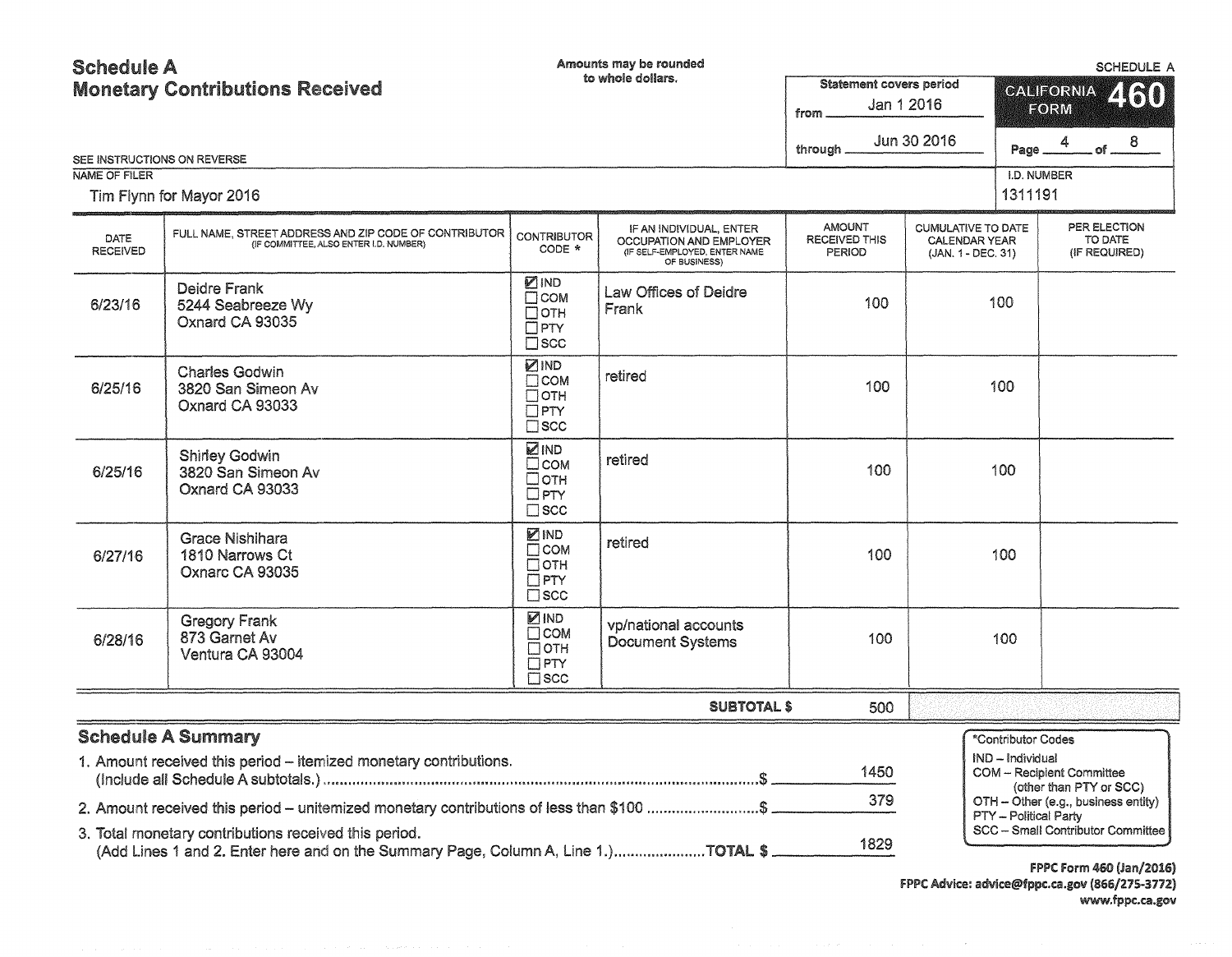# Schedule A
## Monetary Contributions Received

Amounts may be rounded to whole dollars.

SEE INSTRUCTIONS ON REVERSE

Statement covers period from Jan 1 2016 through Jun 30 2016

SCHEDULE A — CALIFORNIA FORM 460

Page 4 of 8

NAME OF FILER: Tim Flynn for Mayor 2016

I.D. NUMBER: 1311191

| DATE RECEIVED | FULL NAME, STREET ADDRESS AND ZIP CODE OF CONTRIBUTOR (IF COMMITTEE, ALSO ENTER I.D. NUMBER) | CONTRIBUTOR CODE * | IF AN INDIVIDUAL, ENTER OCCUPATION AND EMPLOYER (IF SELF-EMPLOYED, ENTER NAME OF BUSINESS) | AMOUNT RECEIVED THIS PERIOD | CUMULATIVE TO DATE CALENDAR YEAR (JAN. 1 - DEC. 31) | PER ELECTION TO DATE (IF REQUIRED) |
|---|---|---|---|---|---|---|
| 6/23/16 | Deidre Frank<br>5244 Seabreeze Wy<br>Oxnard CA 93035 | ☑ IND ☐ COM ☐ OTH ☐ PTY ☐ SCC | Law Offices of Deidre Frank | 100 | 100 | |
| 6/25/16 | Charles Godwin<br>3820 San Simeon Av<br>Oxnard CA 93033 | ☑ IND ☐ COM ☐ OTH ☐ PTY ☐ SCC | retired | 100 | 100 | |
| 6/25/16 | Shirley Godwin<br>3820 San Simeon Av<br>Oxnard CA 93033 | ☑ IND ☐ COM ☐ OTH ☐ PTY ☐ SCC | retired | 100 | 100 | |
| 6/27/16 | Grace Nishihara<br>1810 Narrows Ct<br>Oxnarc CA 93035 | ☑ IND ☐ COM ☐ OTH ☐ PTY ☐ SCC | retired | 100 | 100 | |
| 6/28/16 | Gregory Frank<br>873 Garnet Av<br>Ventura CA 93004 | ☑ IND ☐ COM ☐ OTH ☐ PTY ☐ SCC | vp/national accounts<br>Document Systems | 100 | 100 | |
| | | | **SUBTOTAL $** | 500 | | |

## Schedule A Summary

1. Amount received this period – itemized monetary contributions. (Include all Schedule A subtotals.) ........ $ 1450
2. Amount received this period – unitemized monetary contributions of less than $100 ........ $ 379
3. Total monetary contributions received this period. (Add Lines 1 and 2. Enter here and on the Summary Page, Column A, Line 1.) ........ **TOTAL $** 1829

*Contributor Codes
- IND – Individual
- COM – Recipient Committee (other than PTY or SCC)
- OTH – Other (e.g., business entity)
- PTY – Political Party
- SCC – Small Contributor Committee

**FPPC Form 460 (Jan/2016)**
**FPPC Advice: advice@fppc.ca.gov (866/275-3772)**
**www.fppc.ca.gov**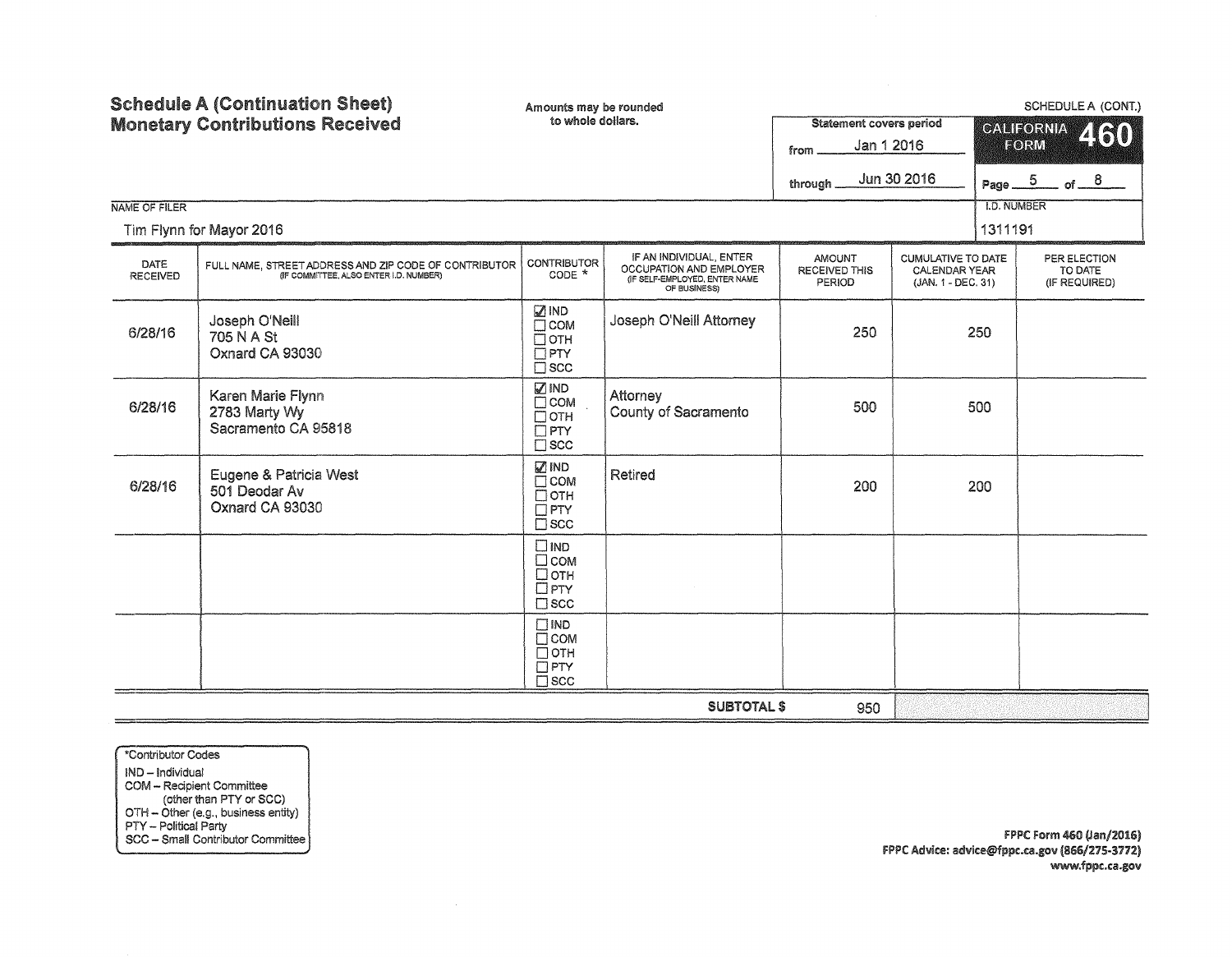# Schedule A (Continuation Sheet)
# Monetary Contributions Received

Amounts may be rounded to whole dollars.

SCHEDULE A (CONT.)

**CALIFORNIA FORM 460**

Statement covers period
from Jan 1 2016
through Jun 30 2016

Page 5 of 8

NAME OF FILER: Tim Flynn for Mayor 2016

I.D. NUMBER: 1311191

| DATE RECEIVED | FULL NAME, STREET ADDRESS AND ZIP CODE OF CONTRIBUTOR (IF COMMITTEE, ALSO ENTER I.D. NUMBER) | CONTRIBUTOR CODE * | IF AN INDIVIDUAL, ENTER OCCUPATION AND EMPLOYER (IF SELF-EMPLOYED, ENTER NAME OF BUSINESS) | AMOUNT RECEIVED THIS PERIOD | CUMULATIVE TO DATE CALENDAR YEAR (JAN. 1 - DEC. 31) | PER ELECTION TO DATE (IF REQUIRED) |
|---|---|---|---|---|---|---|
| 6/28/16 | Joseph O'Neill<br>705 N A St<br>Oxnard CA 93030 | ☑ IND<br>☐ COM<br>☐ OTH<br>☐ PTY<br>☐ SCC | Joseph O'Neill Attorney | 250 | 250 | |
| 6/28/16 | Karen Marie Flynn<br>2783 Marty Wy<br>Sacramento CA 95818 | ☑ IND<br>☐ COM<br>☐ OTH<br>☐ PTY<br>☐ SCC | Attorney<br>County of Sacramento | 500 | 500 | |
| 6/28/16 | Eugene & Patricia West<br>501 Deodar Av<br>Oxnard CA 93030 | ☑ IND<br>☐ COM<br>☐ OTH<br>☐ PTY<br>☐ SCC | Retired | 200 | 200 | |
| | | ☐ IND<br>☐ COM<br>☐ OTH<br>☐ PTY<br>☐ SCC | | | | |
| | | ☐ IND<br>☐ COM<br>☐ OTH<br>☐ PTY<br>☐ SCC | | | | |
| | | | **SUBTOTAL $** | 950 | | |

*Contributor Codes
IND – Individual
COM – Recipient Committee (other than PTY or SCC)
OTH – Other (e.g., business entity)
PTY – Political Party
SCC – Small Contributor Committee

FPPC Form 460 (Jan/2016)
FPPC Advice: advice@fppc.ca.gov (866/275-3772)
www.fppc.ca.gov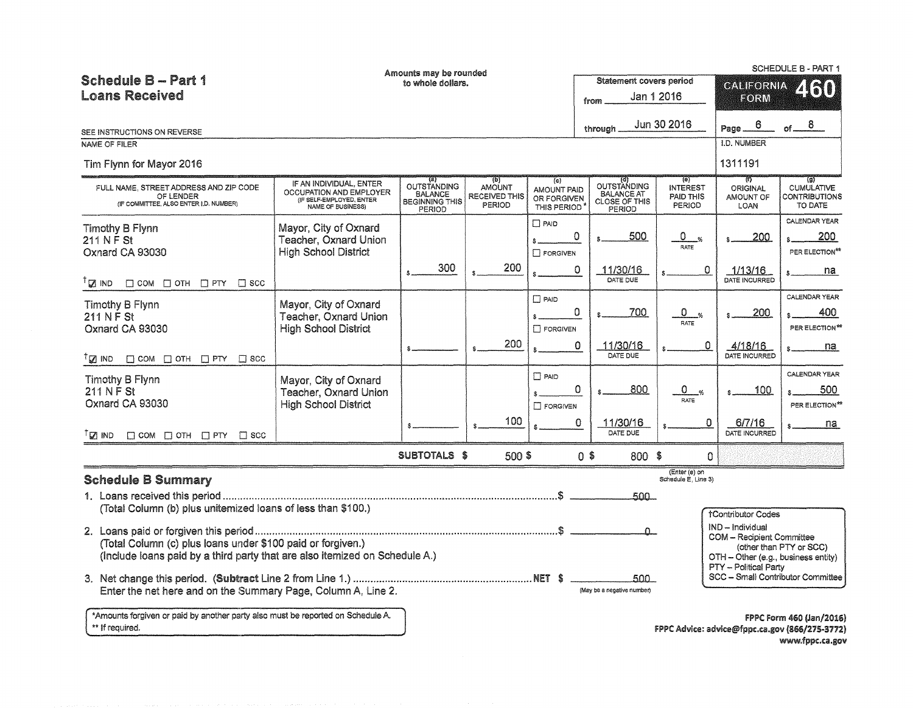# Schedule B – Part 1
## Loans Received

Amounts may be rounded to whole dollars.

SCHEDULE B - PART 1

**CALIFORNIA FORM 460**

Statement covers period from Jan 1 2016 through Jun 30 2016

Page 6 of 8

SEE INSTRUCTIONS ON REVERSE

NAME OF FILER: Tim Flynn for Mayor 2016

I.D. NUMBER: 1311191

| FULL NAME, STREET ADDRESS AND ZIP CODE OF LENDER (IF COMMITTEE, ALSO ENTER I.D. NUMBER) | IF AN INDIVIDUAL, ENTER OCCUPATION AND EMPLOYER (IF SELF-EMPLOYED, ENTER NAME OF BUSINESS) | (a) OUTSTANDING BALANCE BEGINNING THIS PERIOD | (b) AMOUNT RECEIVED THIS PERIOD | (c) AMOUNT PAID OR FORGIVEN THIS PERIOD* | (d) OUTSTANDING BALANCE AT CLOSE OF THIS PERIOD | (e) INTEREST PAID THIS PERIOD | (f) ORIGINAL AMOUNT OF LOAN | (g) CUMULATIVE CONTRIBUTIONS TO DATE |
|---|---|---|---|---|---|---|---|---|
| Timothy B Flynn<br>211 N F St<br>Oxnard CA 93030<br>☑ IND ☐ COM ☐ OTH ☐ PTY ☐ SCC | Mayor, City of Oxnard<br>Teacher, Oxnard Union High School District | $ 300 | $ 200 | ☐ PAID $ 0<br>☐ FORGIVEN $ 0 | $ 500<br>11/30/16 DATE DUE | 0 % RATE<br>$ 0 | $ 200<br>1/13/16 DATE INCURRED | CALENDAR YEAR $ 200<br>PER ELECTION** $ na |
| Timothy B Flynn<br>211 N F St<br>Oxnard CA 93030<br>☑ IND ☐ COM ☐ OTH ☐ PTY ☐ SCC | Mayor, City of Oxnard<br>Teacher, Oxnard Union High School District | $ | $ 200 | ☐ PAID $ 0<br>☐ FORGIVEN $ 0 | $ 700<br>11/30/16 DATE DUE | 0 % RATE<br>$ 0 | $ 200<br>4/18/16 DATE INCURRED | CALENDAR YEAR $ 400<br>PER ELECTION** $ na |
| Timothy B Flynn<br>211 N F St<br>Oxnard CA 93030<br>☑ IND ☐ COM ☐ OTH ☐ PTY ☐ SCC | Mayor, City of Oxnard<br>Teacher, Oxnard Union High School District | $ | $ 100 | ☐ PAID $ 0<br>☐ FORGIVEN $ 0 | $ 800<br>11/30/16 DATE DUE | 0 % RATE<br>$ 0 | $ 100<br>6/7/16 DATE INCURRED | CALENDAR YEAR $ 500<br>PER ELECTION** $ na |
| | SUBTOTALS | | $ 500 | $ 0 | $ 800 | $ 0 | | |

(Enter (e) on Schedule E, Line 3)

## Schedule B Summary

1. Loans received this period ............ $ 500
   (Total Column (b) plus unitemized loans of less than $100.)

2. Loans paid or forgiven this period ............ $ 0
   (Total Column (c) plus loans under $100 paid or forgiven.)
   (Include loans paid by a third party that are also itemized on Schedule A.)

3. Net change this period. (**Subtract** Line 2 from Line 1.) ............ NET $ 500
   Enter the net here and on the Summary Page, Column A, Line 2. (May be a negative number)

†Contributor Codes
- IND – Individual
- COM – Recipient Committee (other than PTY or SCC)
- OTH – Other (e.g., business entity)
- PTY – Political Party
- SCC – Small Contributor Committee

*Amounts forgiven or paid by another party also must be reported on Schedule A.
** If required.

FPPC Form 460 (Jan/2016)
FPPC Advice: advice@fppc.ca.gov (866/275-3772)
www.fppc.ca.gov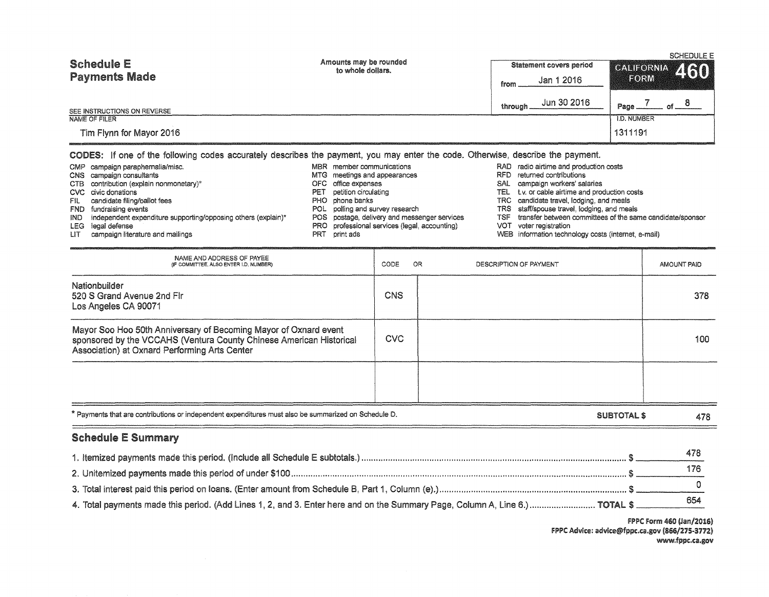# Schedule E
## Payments Made

Amounts may be rounded to whole dollars.

SCHEDULE E

**CALIFORNIA FORM 460**

Statement covers period
from Jan 1 2016
through Jun 30 2016

SEE INSTRUCTIONS ON REVERSE

NAME OF FILER: Tim Flynn for Mayor 2016

I.D. NUMBER: 1311191

**CODES:** If one of the following codes accurately describes the payment, you may enter the code. Otherwise, describe the payment.

- CMP campaign paraphernalia/misc.
- CNS campaign consultants
- CTB contribution (explain nonmonetary)*
- CVC civic donations
- FIL candidate filing/ballot fees
- FND fundraising events
- IND independent expenditure supporting/opposing others (explain)*
- LEG legal defense
- LIT campaign literature and mailings
- MBR member communications
- MTG meetings and appearances
- OFC office expenses
- PET petition circulating
- PHO phone banks
- POL polling and survey research
- POS postage, delivery and messenger services
- PRO professional services (legal, accounting)
- PRT print ads
- RAD radio airtime and production costs
- RFD returned contributions
- SAL campaign workers' salaries
- TEL t.v. or cable airtime and production costs
- TRC candidate travel, lodging, and meals
- TRS staff/spouse travel, lodging, and meals
- TSF transfer between committees of the same candidate/sponsor
- VOT voter registration
- WEB information technology costs (internet, e-mail)

| NAME AND ADDRESS OF PAYEE (IF COMMITTEE, ALSO ENTER I.D. NUMBER) | CODE | OR DESCRIPTION OF PAYMENT | AMOUNT PAID |
|---|---|---|---|
| Nationbuilder<br>520 S Grand Avenue 2nd Flr<br>Los Angeles CA 90071 | CNS | | 378 |
| Mayor Soo Hoo 50th Anniversary of Becoming Mayor of Oxnard event sponsored by the VCCAHS (Ventura County Chinese American Historical Association) at Oxnard Performing Arts Center | CVC | | 100 |
| | | | |

\* Payments that are contributions or independent expenditures must also be summarized on Schedule D.

**SUBTOTAL $** 478

## Schedule E Summary

1. Itemized payments made this period. (Include all Schedule E subtotals.) $ 478
2. Unitemized payments made this period of under $100 $ 176
3. Total interest paid this period on loans. (Enter amount from Schedule B, Part 1, Column (e).) $ 0
4. Total payments made this period. (Add Lines 1, 2, and 3. Enter here and on the Summary Page, Column A, Line 6.) **TOTAL $** 654

FPPC Form 460 (Jan/2016)
FPPC Advice: advice@fppc.ca.gov (866/275-3772)
www.fppc.ca.gov